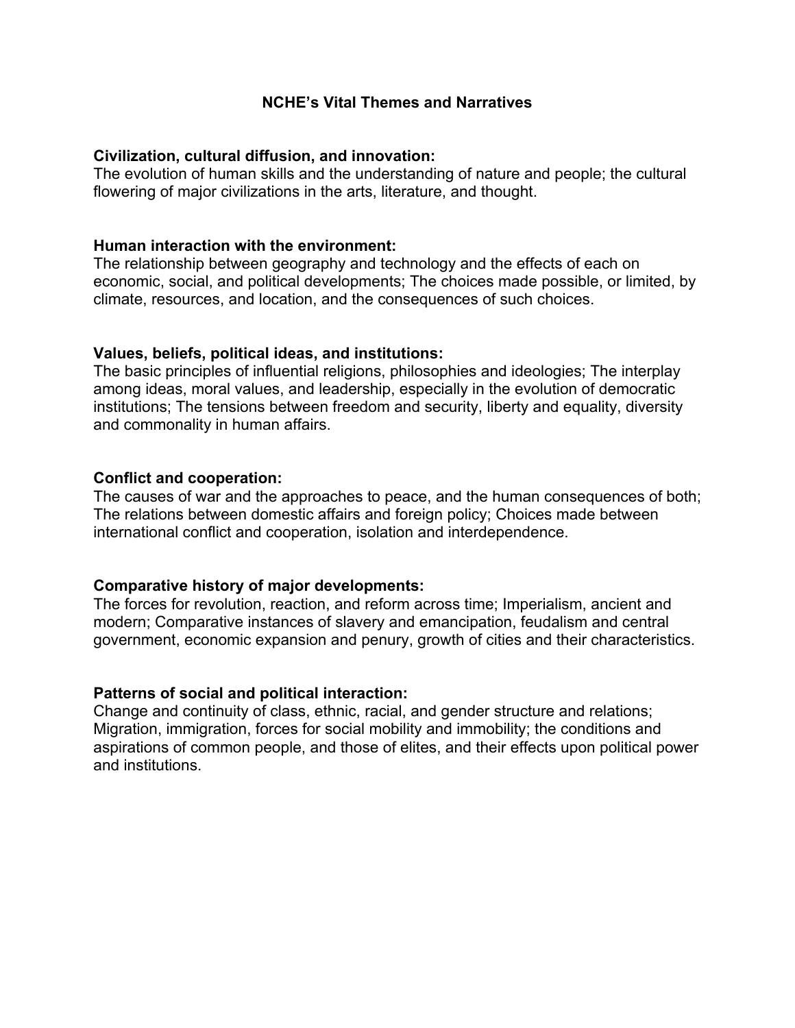# NCHE's Vital Themes and Narratives

**Civilization, cultural diffusion, and innovation:**
The evolution of human skills and the understanding of nature and people; the cultural flowering of major civilizations in the arts, literature, and thought.

**Human interaction with the environment:**
The relationship between geography and technology and the effects of each on economic, social, and political developments; The choices made possible, or limited, by climate, resources, and location, and the consequences of such choices.

**Values, beliefs, political ideas, and institutions:**
The basic principles of influential religions, philosophies and ideologies; The interplay among ideas, moral values, and leadership, especially in the evolution of democratic institutions; The tensions between freedom and security, liberty and equality, diversity and commonality in human affairs.

**Conflict and cooperation:**
The causes of war and the approaches to peace, and the human consequences of both; The relations between domestic affairs and foreign policy; Choices made between international conflict and cooperation, isolation and interdependence.

**Comparative history of major developments:**
The forces for revolution, reaction, and reform across time; Imperialism, ancient and modern; Comparative instances of slavery and emancipation, feudalism and central government, economic expansion and penury, growth of cities and their characteristics.

**Patterns of social and political interaction:**
Change and continuity of class, ethnic, racial, and gender structure and relations; Migration, immigration, forces for social mobility and immobility; the conditions and aspirations of common people, and those of elites, and their effects upon political power and institutions.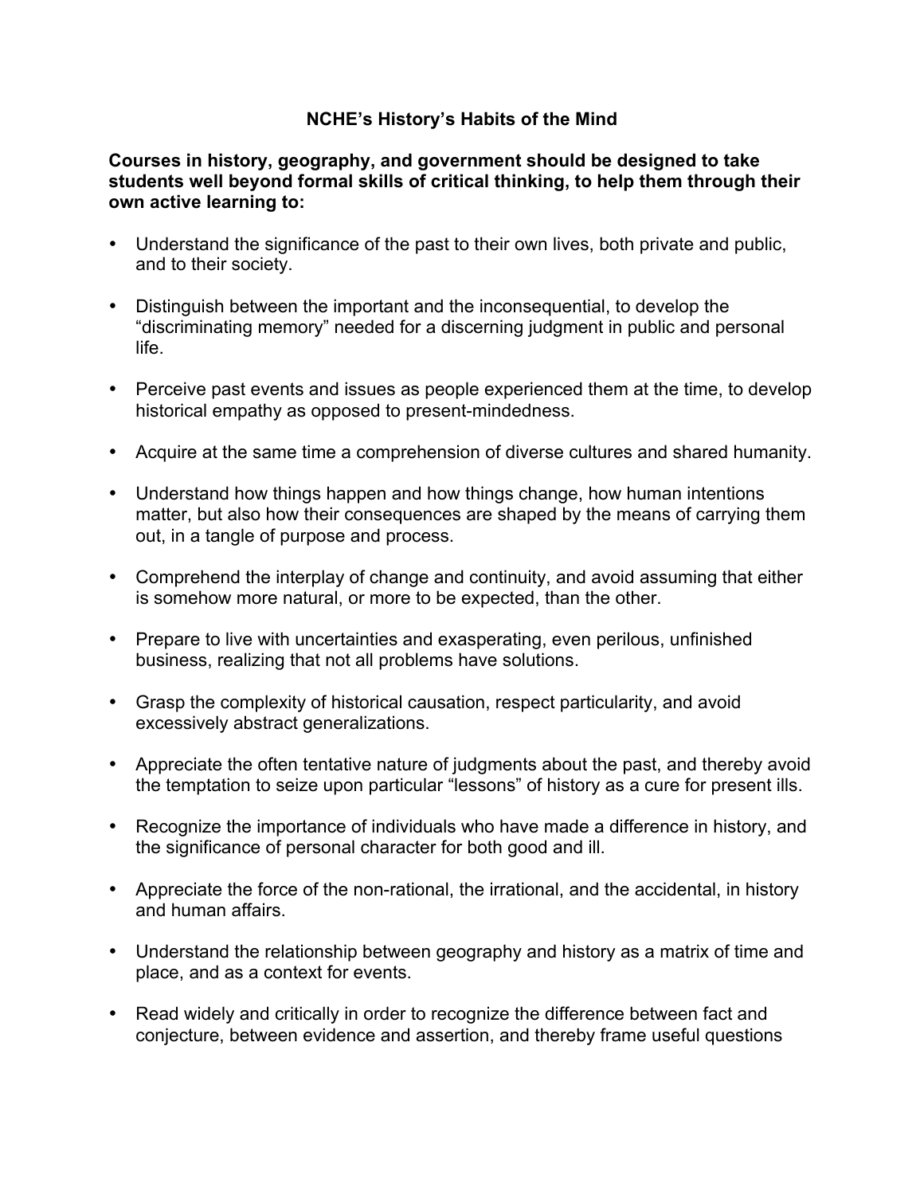**NCHE's History's Habits of the Mind**

**Courses in history, geography, and government should be designed to take students well beyond formal skills of critical thinking, to help them through their own active learning to:**

- Understand the significance of the past to their own lives, both private and public, and to their society.
- Distinguish between the important and the inconsequential, to develop the "discriminating memory" needed for a discerning judgment in public and personal life.
- Perceive past events and issues as people experienced them at the time, to develop historical empathy as opposed to present-mindedness.
- Acquire at the same time a comprehension of diverse cultures and shared humanity.
- Understand how things happen and how things change, how human intentions matter, but also how their consequences are shaped by the means of carrying them out, in a tangle of purpose and process.
- Comprehend the interplay of change and continuity, and avoid assuming that either is somehow more natural, or more to be expected, than the other.
- Prepare to live with uncertainties and exasperating, even perilous, unfinished business, realizing that not all problems have solutions.
- Grasp the complexity of historical causation, respect particularity, and avoid excessively abstract generalizations.
- Appreciate the often tentative nature of judgments about the past, and thereby avoid the temptation to seize upon particular "lessons" of history as a cure for present ills.
- Recognize the importance of individuals who have made a difference in history, and the significance of personal character for both good and ill.
- Appreciate the force of the non-rational, the irrational, and the accidental, in history and human affairs.
- Understand the relationship between geography and history as a matrix of time and place, and as a context for events.
- Read widely and critically in order to recognize the difference between fact and conjecture, between evidence and assertion, and thereby frame useful questions